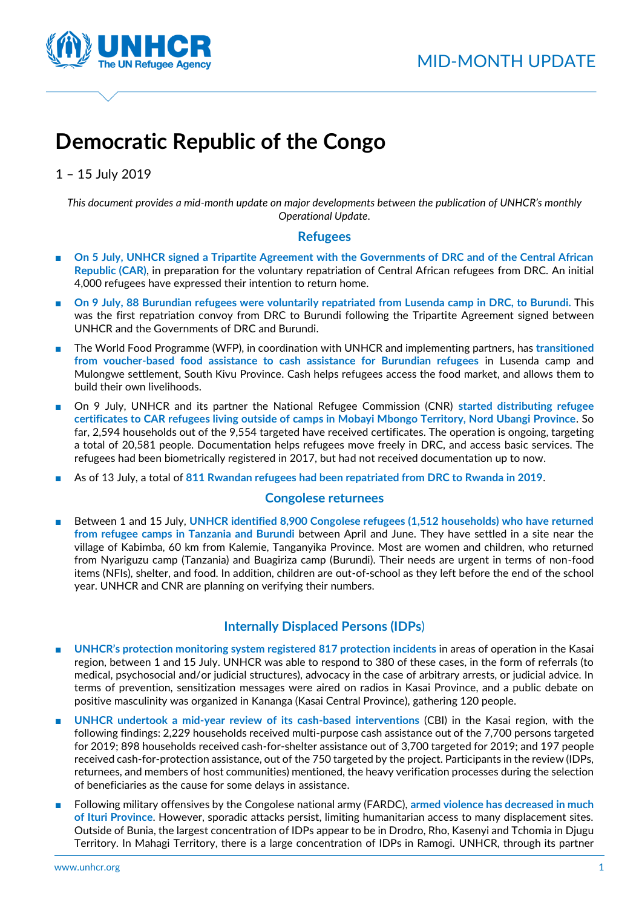MID-MONTH UPDATE

# Democratic Republic of the Congo

1 – 15 July 2019

*This document provides a mid-month update on major developments between the publication of UNHCR's monthly Operational Update.*

## Refugees

- **On 5 July, UNHCR signed a Tripartite Agreement with the Governments of DRC and of the Central African Republic (CAR)**, in preparation for the voluntary repatriation of Central African refugees from DRC. An initial 4,000 refugees have expressed their intention to return home.
- **On 9 July, 88 Burundian refugees were voluntarily repatriated from Lusenda camp in DRC, to Burundi.** This was the first repatriation convoy from DRC to Burundi following the Tripartite Agreement signed between UNHCR and the Governments of DRC and Burundi.
- The World Food Programme (WFP), in coordination with UNHCR and implementing partners, has **transitioned from voucher-based food assistance to cash assistance for Burundian refugees** in Lusenda camp and Mulongwe settlement, South Kivu Province. Cash helps refugees access the food market, and allows them to build their own livelihoods.
- On 9 July, UNHCR and its partner the National Refugee Commission (CNR) **started distributing refugee certificates to CAR refugees living outside of camps in Mobayi Mbongo Territory, Nord Ubangi Province**. So far, 2,594 households out of the 9,554 targeted have received certificates. The operation is ongoing, targeting a total of 20,581 people. Documentation helps refugees move freely in DRC, and access basic services. The refugees had been biometrically registered in 2017, but had not received documentation up to now.
- As of 13 July, a total of **811 Rwandan refugees had been repatriated from DRC to Rwanda in 2019**.

## Congolese returnees

- Between 1 and 15 July, **UNHCR identified 8,900 Congolese refugees (1,512 households) who have returned from refugee camps in Tanzania and Burundi** between April and June. They have settled in a site near the village of Kabimba, 60 km from Kalemie, Tanganyika Province. Most are women and children, who returned from Nyariguzu camp (Tanzania) and Buagiriza camp (Burundi). Their needs are urgent in terms of non-food items (NFIs), shelter, and food. In addition, children are out-of-school as they left before the end of the school year. UNHCR and CNR are planning on verifying their numbers.

## Internally Displaced Persons (IDPs)

- **UNHCR's protection monitoring system registered 817 protection incidents** in areas of operation in the Kasai region, between 1 and 15 July. UNHCR was able to respond to 380 of these cases, in the form of referrals (to medical, psychosocial and/or judicial structures), advocacy in the case of arbitrary arrests, or judicial advice. In terms of prevention, sensitization messages were aired on radios in Kasai Province, and a public debate on positive masculinity was organized in Kananga (Kasai Central Province), gathering 120 people.
- **UNHCR undertook a mid-year review of its cash-based interventions** (CBI) in the Kasai region, with the following findings: 2,229 households received multi-purpose cash assistance out of the 7,700 persons targeted for 2019; 898 households received cash-for-shelter assistance out of 3,700 targeted for 2019; and 197 people received cash-for-protection assistance, out of the 750 targeted by the project. Participants in the review (IDPs, returnees, and members of host communities) mentioned, the heavy verification processes during the selection of beneficiaries as the cause for some delays in assistance.
- Following military offensives by the Congolese national army (FARDC), **armed violence has decreased in much of Ituri Province**. However, sporadic attacks persist, limiting humanitarian access to many displacement sites. Outside of Bunia, the largest concentration of IDPs appear to be in Drodro, Rho, Kasenyi and Tchomia in Djugu Territory. In Mahagi Territory, there is a large concentration of IDPs in Ramogi. UNHCR, through its partner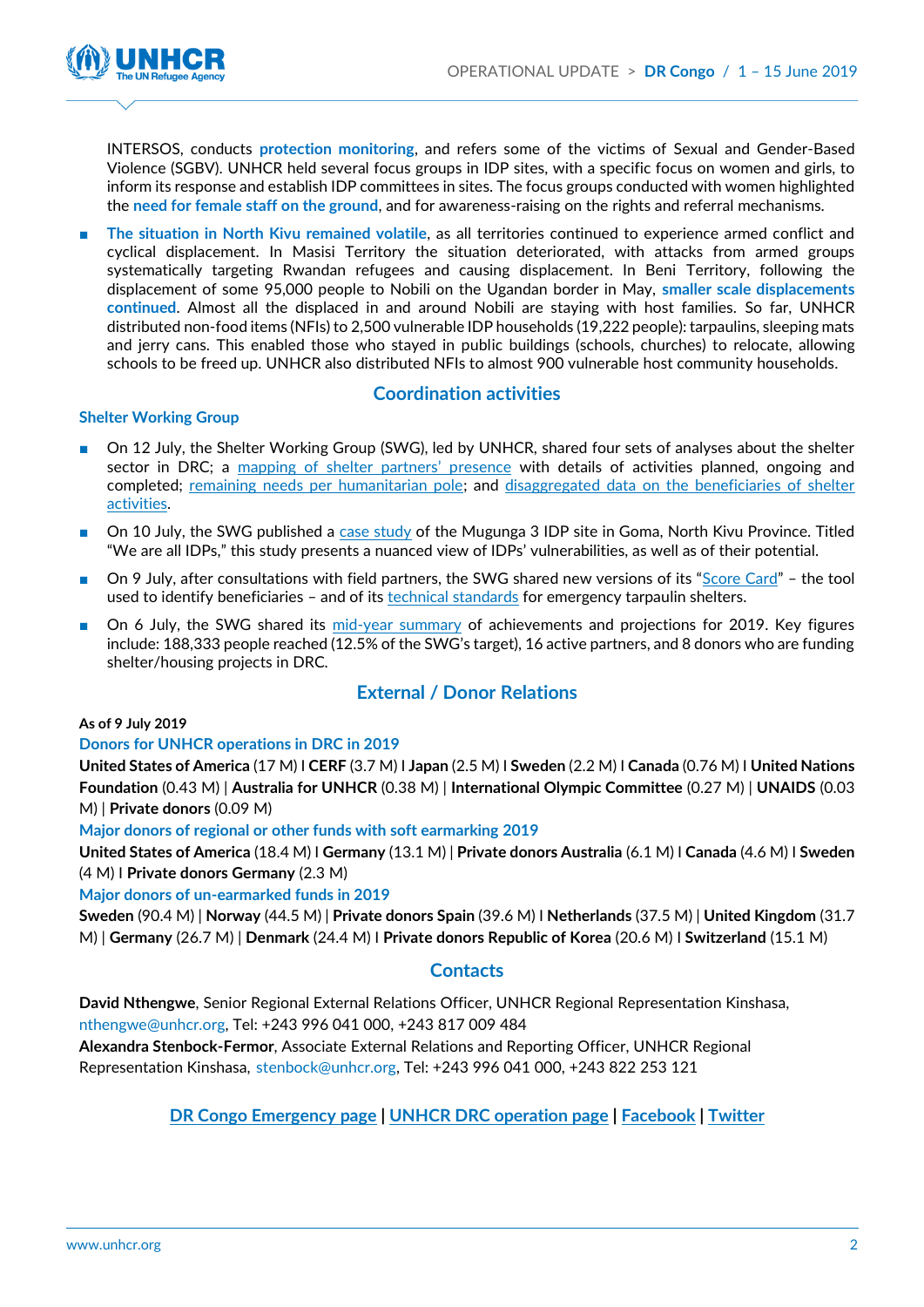INTERSOS, conducts **protection monitoring**, and refers some of the victims of Sexual and Gender-Based Violence (SGBV). UNHCR held several focus groups in IDP sites, with a specific focus on women and girls, to inform its response and establish IDP committees in sites. The focus groups conducted with women highlighted the **need for female staff on the ground**, and for awareness-raising on the rights and referral mechanisms.

- **The situation in North Kivu remained volatile**, as all territories continued to experience armed conflict and cyclical displacement. In Masisi Territory the situation deteriorated, with attacks from armed groups systematically targeting Rwandan refugees and causing displacement. In Beni Territory, following the displacement of some 95,000 people to Nobili on the Ugandan border in May, **smaller scale displacements continued**. Almost all the displaced in and around Nobili are staying with host families. So far, UNHCR distributed non-food items (NFIs) to 2,500 vulnerable IDP households (19,222 people): tarpaulins, sleeping mats and jerry cans. This enabled those who stayed in public buildings (schools, churches) to relocate, allowing schools to be freed up. UNHCR also distributed NFIs to almost 900 vulnerable host community households.

## Coordination activities

### Shelter Working Group

- On 12 July, the Shelter Working Group (SWG), led by UNHCR, shared four sets of analyses about the shelter sector in DRC; a mapping of shelter partners' presence with details of activities planned, ongoing and completed; remaining needs per humanitarian pole; and disaggregated data on the beneficiaries of shelter activities.
- On 10 July, the SWG published a case study of the Mugunga 3 IDP site in Goma, North Kivu Province. Titled "We are all IDPs," this study presents a nuanced view of IDPs' vulnerabilities, as well as of their potential.
- On 9 July, after consultations with field partners, the SWG shared new versions of its "Score Card" – the tool used to identify beneficiaries – and of its technical standards for emergency tarpaulin shelters.
- On 6 July, the SWG shared its mid-year summary of achievements and projections for 2019. Key figures include: 188,333 people reached (12.5% of the SWG's target), 16 active partners, and 8 donors who are funding shelter/housing projects in DRC.

## External / Donor Relations

**As of 9 July 2019**

### Donors for UNHCR operations in DRC in 2019

**United States of America** (17 M) I **CERF** (3.7 M) I **Japan** (2.5 M) I **Sweden** (2.2 M) I **Canada** (0.76 M) I **United Nations Foundation** (0.43 M) | **Australia for UNHCR** (0.38 M) | **International Olympic Committee** (0.27 M) | **UNAIDS** (0.03 M) | **Private donors** (0.09 M)

### Major donors of regional or other funds with soft earmarking 2019

**United States of America** (18.4 M) I **Germany** (13.1 M) | **Private donors Australia** (6.1 M) I **Canada** (4.6 M) I **Sweden** (4 M) I **Private donors Germany** (2.3 M)

### Major donors of un-earmarked funds in 2019

**Sweden** (90.4 M) | **Norway** (44.5 M) | **Private donors Spain** (39.6 M) I **Netherlands** (37.5 M) | **United Kingdom** (31.7 M) | **Germany** (26.7 M) | **Denmark** (24.4 M) I **Private donors Republic of Korea** (20.6 M) I **Switzerland** (15.1 M)

## Contacts

**David Nthengwe**, Senior Regional External Relations Officer, UNHCR Regional Representation Kinshasa, nthengwe@unhcr.org, Tel: +243 996 041 000, +243 817 009 484

**Alexandra Stenbock-Fermor**, Associate External Relations and Reporting Officer, UNHCR Regional Representation Kinshasa, stenbock@unhcr.org, Tel: +243 996 041 000, +243 822 253 121

**DR Congo Emergency page** | **UNHCR DRC operation page** | **Facebook** | **Twitter**